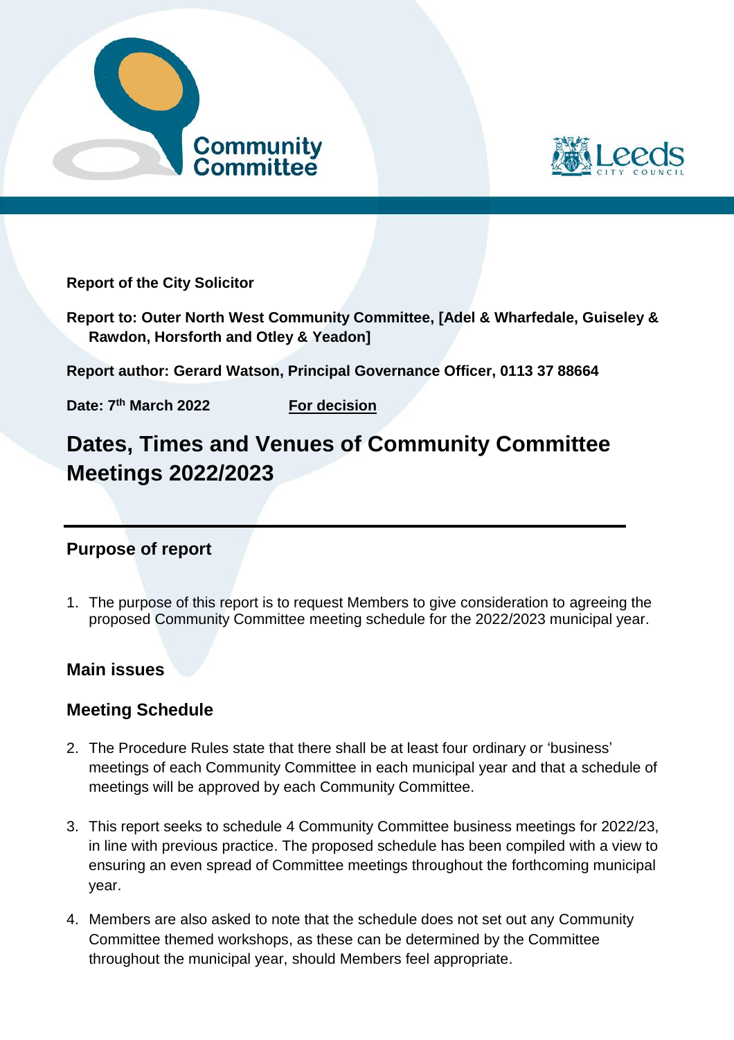**Report of the City Solicitor**

**Report to: Outer North West Community Committee, [Adel & Wharfedale, Guiseley & Rawdon, Horsforth and Otley & Yeadon]**

**Report author: Gerard Watson, Principal Governance Officer, 0113 37 88664**

**Date: 7th March 2022** **For decision**

# Dates, Times and Venues of Community Committee Meetings 2022/2023

## Purpose of report

1. The purpose of this report is to request Members to give consideration to agreeing the proposed Community Committee meeting schedule for the 2022/2023 municipal year.

## Main issues

## Meeting Schedule

2. The Procedure Rules state that there shall be at least four ordinary or 'business' meetings of each Community Committee in each municipal year and that a schedule of meetings will be approved by each Community Committee.

3. This report seeks to schedule 4 Community Committee business meetings for 2022/23, in line with previous practice. The proposed schedule has been compiled with a view to ensuring an even spread of Committee meetings throughout the forthcoming municipal year.

4. Members are also asked to note that the schedule does not set out any Community Committee themed workshops, as these can be determined by the Committee throughout the municipal year, should Members feel appropriate.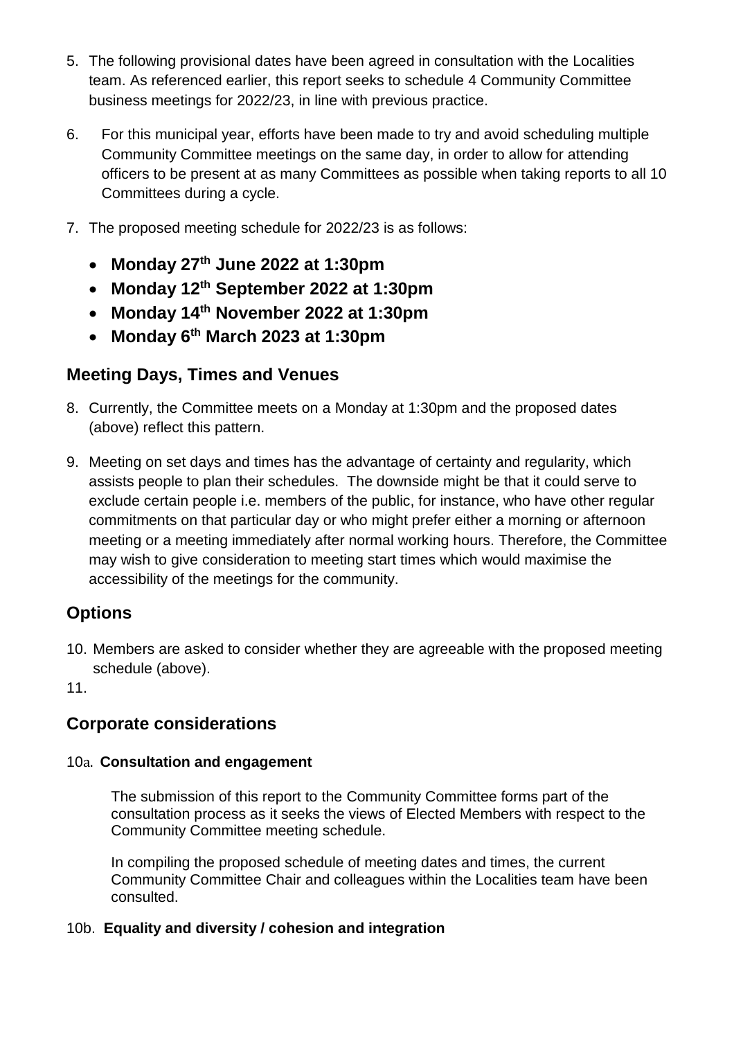5. The following provisional dates have been agreed in consultation with the Localities team. As referenced earlier, this report seeks to schedule 4 Community Committee business meetings for 2022/23, in line with previous practice.

6. For this municipal year, efforts have been made to try and avoid scheduling multiple Community Committee meetings on the same day, in order to allow for attending officers to be present at as many Committees as possible when taking reports to all 10 Committees during a cycle.

7. The proposed meeting schedule for 2022/23 is as follows:

   - **Monday 27th June 2022 at 1:30pm**
   - **Monday 12th September 2022 at 1:30pm**
   - **Monday 14th November 2022 at 1:30pm**
   - **Monday 6th March 2023 at 1:30pm**

## Meeting Days, Times and Venues

8. Currently, the Committee meets on a Monday at 1:30pm and the proposed dates (above) reflect this pattern.

9. Meeting on set days and times has the advantage of certainty and regularity, which assists people to plan their schedules. The downside might be that it could serve to exclude certain people i.e. members of the public, for instance, who have other regular commitments on that particular day or who might prefer either a morning or afternoon meeting or a meeting immediately after normal working hours. Therefore, the Committee may wish to give consideration to meeting start times which would maximise the accessibility of the meetings for the community.

## Options

10. Members are asked to consider whether they are agreeable with the proposed meeting schedule (above).

11.

## Corporate considerations

#### 10a. Consultation and engagement

The submission of this report to the Community Committee forms part of the consultation process as it seeks the views of Elected Members with respect to the Community Committee meeting schedule.

In compiling the proposed schedule of meeting dates and times, the current Community Committee Chair and colleagues within the Localities team have been consulted.

#### 10b. Equality and diversity / cohesion and integration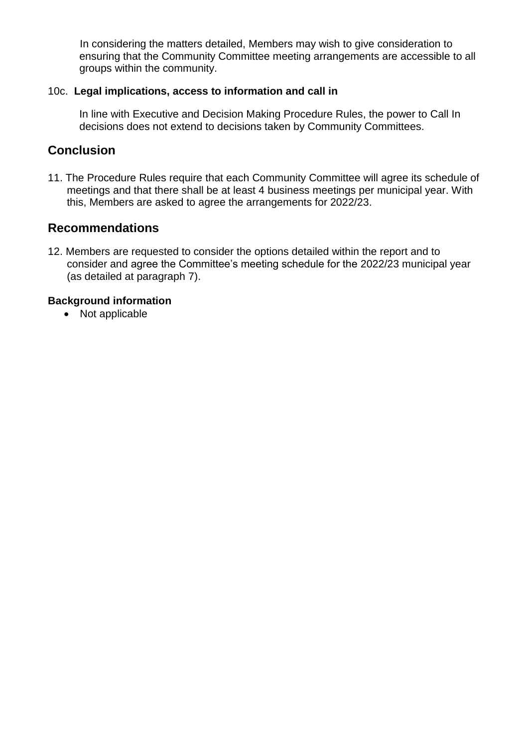In considering the matters detailed, Members may wish to give consideration to ensuring that the Community Committee meeting arrangements are accessible to all groups within the community.

10c. **Legal implications, access to information and call in**

In line with Executive and Decision Making Procedure Rules, the power to Call In decisions does not extend to decisions taken by Community Committees.

## Conclusion

11. The Procedure Rules require that each Community Committee will agree its schedule of meetings and that there shall be at least 4 business meetings per municipal year. With this, Members are asked to agree the arrangements for 2022/23.

## Recommendations

12. Members are requested to consider the options detailed within the report and to consider and agree the Committee's meeting schedule for the 2022/23 municipal year (as detailed at paragraph 7).

**Background information**

- Not applicable